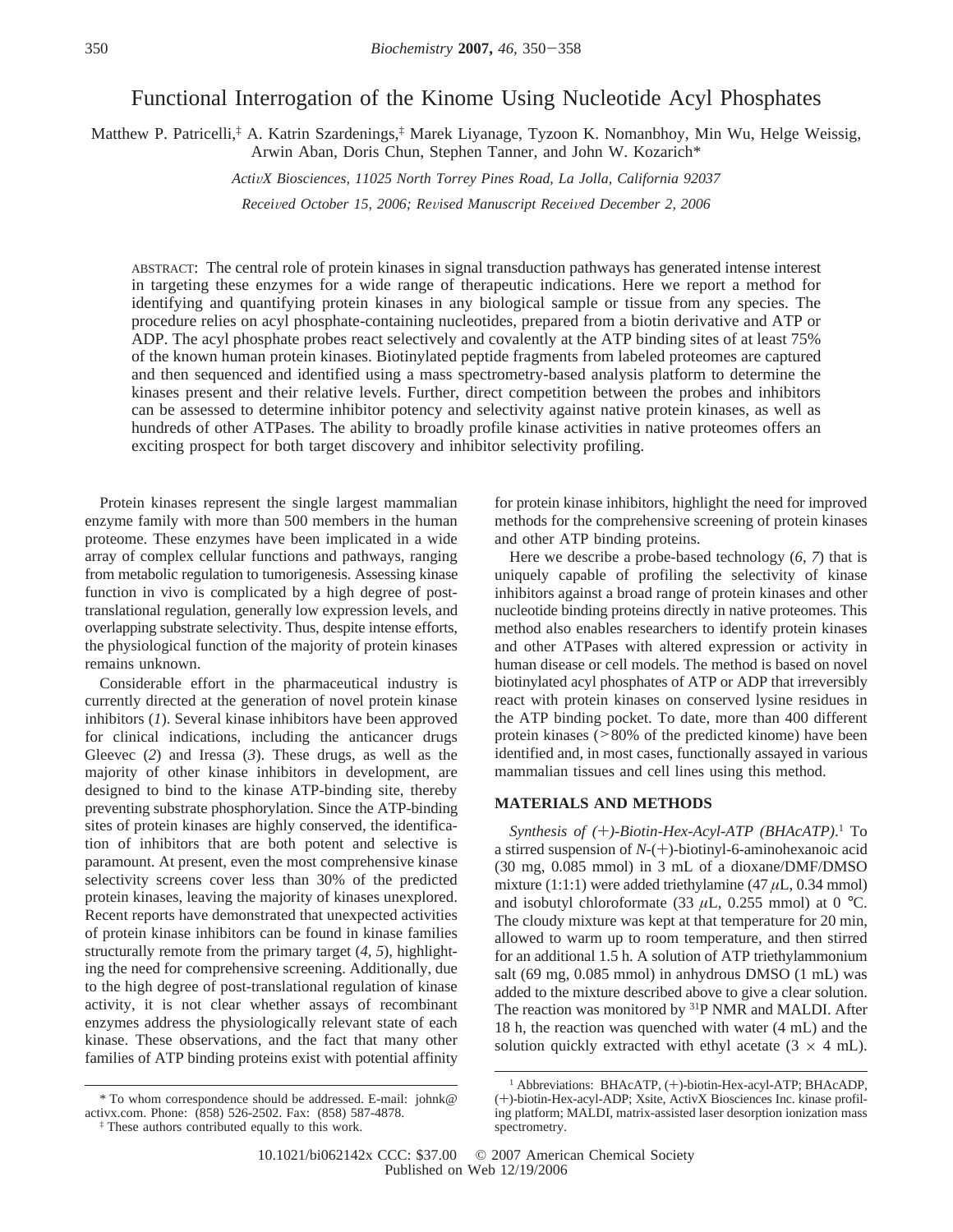# Functional Interrogation of the Kinome Using Nucleotide Acyl Phosphates

Matthew P. Patricelli,[‡] A. Katrin Szardenings,[‡] Marek Liyanage, Tyzoon K. Nomanbhoy, Min Wu, Helge Weissig, Arwin Aban, Doris Chun, Stephen Tanner, and John W. Kozarich*

*ActivX Biosciences, 11025 North Torrey Pines Road, La Jolla, California 92037*

*Received October 15, 2006; Revised Manuscript Received December 2, 2006*

ABSTRACT: The central role of protein kinases in signal transduction pathways has generated intense interest in targeting these enzymes for a wide range of therapeutic indications. Here we report a method for identifying and quantifying protein kinases in any biological sample or tissue from any species. The procedure relies on acyl phosphate-containing nucleotides, prepared from a biotin derivative and ATP or ADP. The acyl phosphate probes react selectively and covalently at the ATP binding sites of at least 75% of the known human protein kinases. Biotinylated peptide fragments from labeled proteomes are captured and then sequenced and identified using a mass spectrometry-based analysis platform to determine the kinases present and their relative levels. Further, direct competition between the probes and inhibitors can be assessed to determine inhibitor potency and selectivity against native protein kinases, as well as hundreds of other ATPases. The ability to broadly profile kinase activities in native proteomes offers an exciting prospect for both target discovery and inhibitor selectivity profiling.

Protein kinases represent the single largest mammalian enzyme family with more than 500 members in the human proteome. These enzymes have been implicated in a wide array of complex cellular functions and pathways, ranging from metabolic regulation to tumorigenesis. Assessing kinase function in vivo is complicated by a high degree of post-translational regulation, generally low expression levels, and overlapping substrate selectivity. Thus, despite intense efforts, the physiological function of the majority of protein kinases remains unknown.

Considerable effort in the pharmaceutical industry is currently directed at the generation of novel protein kinase inhibitors (*1*). Several kinase inhibitors have been approved for clinical indications, including the anticancer drugs Gleevec (*2*) and Iressa (*3*). These drugs, as well as the majority of other kinase inhibitors in development, are designed to bind to the kinase ATP-binding site, thereby preventing substrate phosphorylation. Since the ATP-binding sites of protein kinases are highly conserved, the identification of inhibitors that are both potent and selective is paramount. At present, even the most comprehensive kinase selectivity screens cover less than 30% of the predicted protein kinases, leaving the majority of kinases unexplored. Recent reports have demonstrated that unexpected activities of protein kinase inhibitors can be found in kinase families structurally remote from the primary target (*4*, *5*), highlighting the need for comprehensive screening. Additionally, due to the high degree of post-translational regulation of kinase activity, it is not clear whether assays of recombinant enzymes address the physiologically relevant state of each kinase. These observations, and the fact that many other families of ATP binding proteins exist with potential affinity for protein kinase inhibitors, highlight the need for improved methods for the comprehensive screening of protein kinases and other ATP binding proteins.

Here we describe a probe-based technology (*6*, *7*) that is uniquely capable of profiling the selectivity of kinase inhibitors against a broad range of protein kinases and other nucleotide binding proteins directly in native proteomes. This method also enables researchers to identify protein kinases and other ATPases with altered expression or activity in human disease or cell models. The method is based on novel biotinylated acyl phosphates of ATP or ADP that irreversibly react with protein kinases on conserved lysine residues in the ATP binding pocket. To date, more than 400 different protein kinases (>80% of the predicted kinome) have been identified and, in most cases, functionally assayed in various mammalian tissues and cell lines using this method.

## MATERIALS AND METHODS

*Synthesis of (+)-Biotin-Hex-Acyl-ATP (BHAcATP).*[1] To a stirred suspension of *N*-(+)-biotinyl-6-aminohexanoic acid (30 mg, 0.085 mmol) in 3 mL of a dioxane/DMF/DMSO mixture (1:1:1) were added triethylamine (47 $\mu$L, 0.34 mmol) and isobutyl chloroformate (33 $\mu$L, 0.255 mmol) at 0 °C. The cloudy mixture was kept at that temperature for 20 min, allowed to warm up to room temperature, and then stirred for an additional 1.5 h. A solution of ATP triethylammonium salt (69 mg, 0.085 mmol) in anhydrous DMSO (1 mL) was added to the mixture described above to give a clear solution. The reaction was monitored by $^{31}$P NMR and MALDI. After 18 h, the reaction was quenched with water (4 mL) and the solution quickly extracted with ethyl acetate (3 × 4 mL).

\* To whom correspondence should be addressed. E-mail: johnk@activx.com. Phone: (858) 526-2502. Fax: (858) 587-4878.

[‡] These authors contributed equally to this work.

[1] Abbreviations: BHAcATP, (+)-biotin-Hex-acyl-ATP; BHAcADP, (+)-biotin-Hex-acyl-ADP; Xsite, ActivX Biosciences Inc. kinase profiling platform; MALDI, matrix-assisted laser desorption ionization mass spectrometry.

10.1021/bi062142x CCC: $37.00 © 2007 American Chemical Society
Published on Web 12/19/2006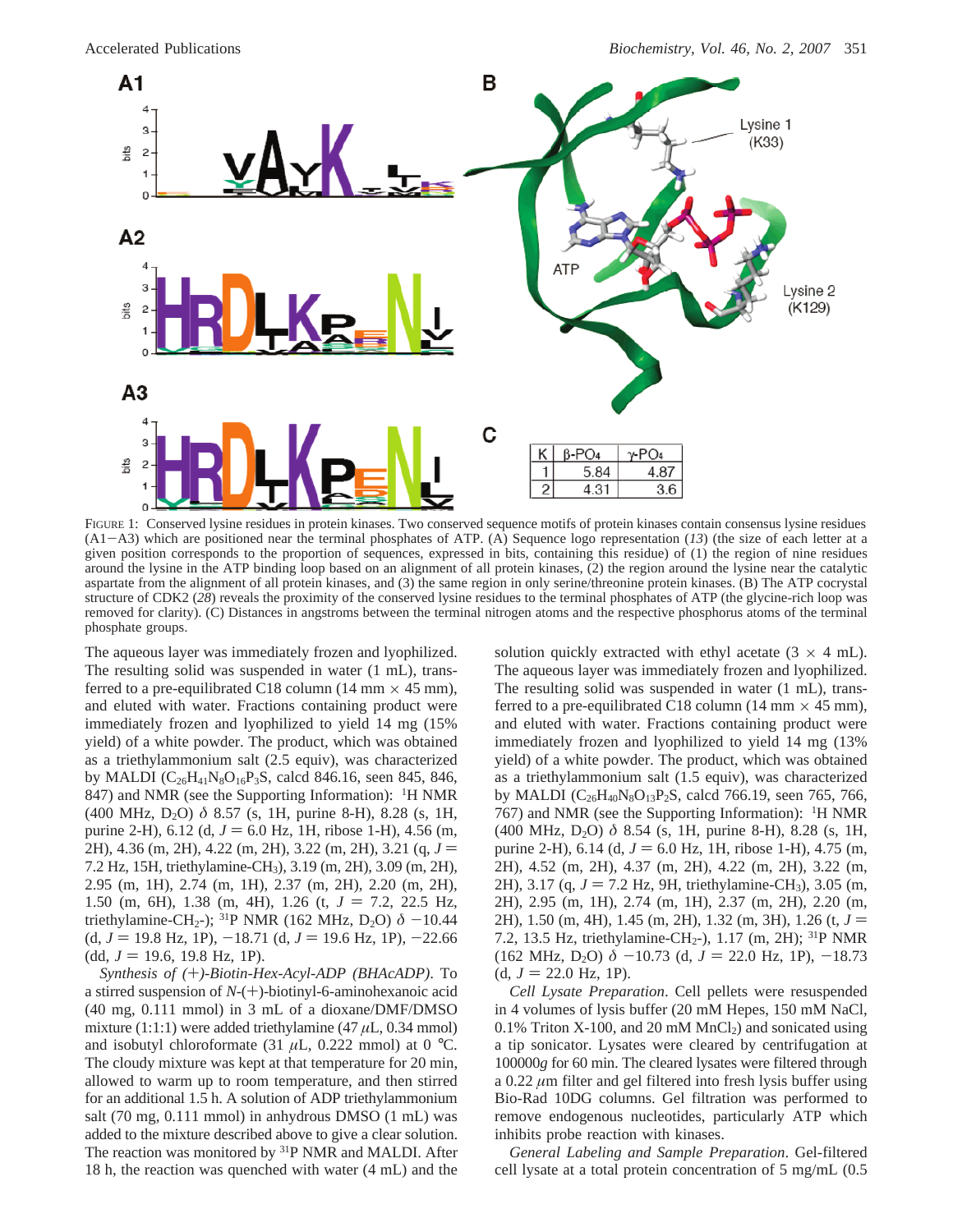| K | β-PO4 | γ-PO4 |
|---|---|---|
| 1 | 5.84 | 4.87 |
| 2 | 4.31 | 3.6 |

FIGURE 1: Conserved lysine residues in protein kinases. Two conserved sequence motifs of protein kinases contain consensus lysine residues (A1–A3) which are positioned near the terminal phosphates of ATP. (A) Sequence logo representation (*13*) (the size of each letter at a given position corresponds to the proportion of sequences, expressed in bits, containing this residue) of (1) the region of nine residues around the lysine in the ATP binding loop based on an alignment of all protein kinases, (2) the region around the lysine near the catalytic aspartate from the alignment of all protein kinases, and (3) the same region in only serine/threonine protein kinases. (B) The ATP cocrystal structure of CDK2 (*28*) reveals the proximity of the conserved lysine residues to the terminal phosphates of ATP (the glycine-rich loop was removed for clarity). (C) Distances in angstroms between the terminal nitrogen atoms and the respective phosphorus atoms of the terminal phosphate groups.

The aqueous layer was immediately frozen and lyophilized. The resulting solid was suspended in water (1 mL), transferred to a pre-equilibrated C18 column (14 mm × 45 mm), and eluted with water. Fractions containing product were immediately frozen and lyophilized to yield 14 mg (15% yield) of a white powder. The product, which was obtained as a triethylammonium salt (2.5 equiv), was characterized by MALDI ($C_{26}H_{41}N_8O_{16}P_3S$, calcd 846.16, seen 845, 846, 847) and NMR (see the Supporting Information): $^1$H NMR (400 MHz, $D_2O$) $\delta$ 8.57 (s, 1H, purine 8-H), 8.28 (s, 1H, purine 2-H), 6.12 (d, $J$ = 6.0 Hz, 1H, ribose 1-H), 4.56 (m, 2H), 4.36 (m, 2H), 4.22 (m, 2H), 3.22 (m, 2H), 3.21 (q, $J$ = 7.2 Hz, 15H, triethylamine-$CH_3$), 3.19 (m, 2H), 3.09 (m, 2H), 2.95 (m, 1H), 2.74 (m, 1H), 2.37 (m, 2H), 2.20 (m, 2H), 1.50 (m, 6H), 1.38 (m, 4H), 1.26 (t, $J$ = 7.2, 22.5 Hz, triethylamine-$CH_2$-); $^{31}$P NMR (162 MHz, $D_2O$) $\delta$ −10.44 (d, $J$ = 19.8 Hz, 1P), −18.71 (d, $J$ = 19.6 Hz, 1P), −22.66 (dd, $J$ = 19.6, 19.8 Hz, 1P).

*Synthesis of (+)-Biotin-Hex-Acyl-ADP (BHAcADP).* To a stirred suspension of *N*-(+)-biotinyl-6-aminohexanoic acid (40 mg, 0.111 mmol) in 3 mL of a dioxane/DMF/DMSO mixture (1:1:1) were added triethylamine (47 $\mu$L, 0.34 mmol) and isobutyl chloroformate (31 $\mu$L, 0.222 mmol) at 0 °C. The cloudy mixture was kept at that temperature for 20 min, allowed to warm up to room temperature, and then stirred for an additional 1.5 h. A solution of ADP triethylammonium salt (70 mg, 0.111 mmol) in anhydrous DMSO (1 mL) was added to the mixture described above to give a clear solution. The reaction was monitored by $^{31}$P NMR and MALDI. After 18 h, the reaction was quenched with water (4 mL) and the solution quickly extracted with ethyl acetate (3 × 4 mL). The aqueous layer was immediately frozen and lyophilized. The resulting solid was suspended in water (1 mL), transferred to a pre-equilibrated C18 column (14 mm × 45 mm), and eluted with water. Fractions containing product were immediately frozen and lyophilized to yield 14 mg (13% yield) of a white powder. The product, which was obtained as a triethylammonium salt (1.5 equiv), was characterized by MALDI ($C_{26}H_{40}N_8O_{13}P_2S$, calcd 766.19, seen 765, 766, 767) and NMR (see the Supporting Information): $^1$H NMR (400 MHz, $D_2O$) $\delta$ 8.54 (s, 1H, purine 8-H), 8.28 (s, 1H, purine 2-H), 6.14 (d, $J$ = 6.0 Hz, 1H, ribose 1-H), 4.75 (m, 2H), 4.52 (m, 2H), 4.37 (m, 2H), 4.22 (m, 2H), 3.22 (m, 2H), 3.17 (q, $J$ = 7.2 Hz, 9H, triethylamine-$CH_3$), 3.05 (m, 2H), 2.95 (m, 1H), 2.74 (m, 1H), 2.37 (m, 2H), 2.20 (m, 2H), 1.50 (m, 4H), 1.45 (m, 2H), 1.32 (m, 3H), 1.26 (t, $J$ = 7.2, 13.5 Hz, triethylamine-$CH_2$-), 1.17 (m, 2H); $^{31}$P NMR (162 MHz, $D_2O$) $\delta$ −10.73 (d, $J$ = 22.0 Hz, 1P), −18.73 (d, $J$ = 22.0 Hz, 1P).

*Cell Lysate Preparation.* Cell pellets were resuspended in 4 volumes of lysis buffer (20 mM Hepes, 150 mM NaCl, 0.1% Triton X-100, and 20 mM $MnCl_2$) and sonicated using a tip sonicator. Lysates were cleared by centrifugation at 100000*g* for 60 min. The cleared lysates were filtered through a 0.22 $\mu$m filter and gel filtered into fresh lysis buffer using Bio-Rad 10DG columns. Gel filtration was performed to remove endogenous nucleotides, particularly ATP which inhibits probe reaction with kinases.

*General Labeling and Sample Preparation.* Gel-filtered cell lysate at a total protein concentration of 5 mg/mL (0.5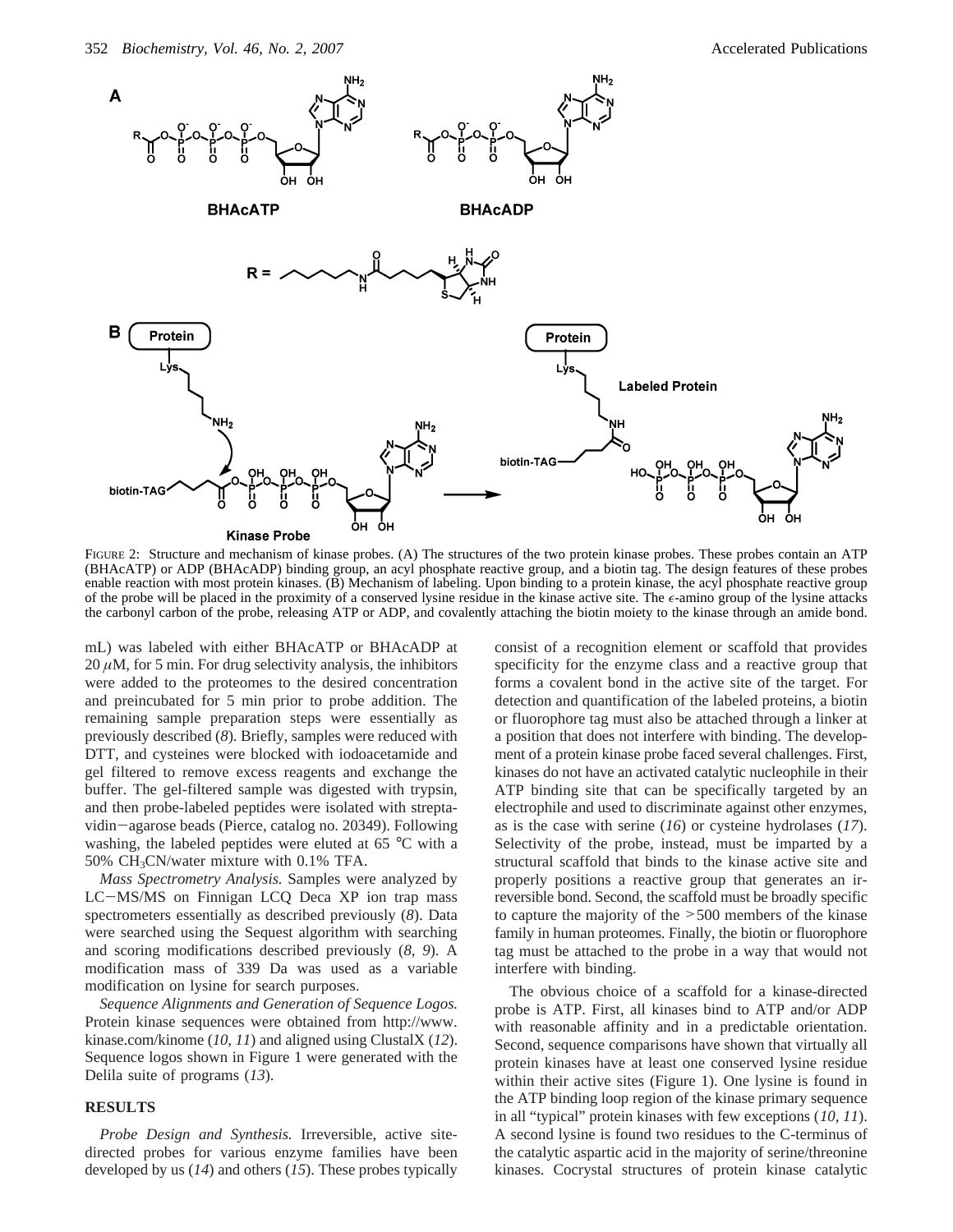FIGURE 2: Structure and mechanism of kinase probes. (A) The structures of the two protein kinase probes. These probes contain an ATP (BHAcATP) or ADP (BHAcADP) binding group, an acyl phosphate reactive group, and a biotin tag. The design features of these probes enable reaction with most protein kinases. (B) Mechanism of labeling. Upon binding to a protein kinase, the acyl phosphate reactive group of the probe will be placed in the proximity of a conserved lysine residue in the kinase active site. The $\epsilon$-amino group of the lysine attacks the carbonyl carbon of the probe, releasing ATP or ADP, and covalently attaching the biotin moiety to the kinase through an amide bond.

mL) was labeled with either BHAcATP or BHAcADP at 20 $\mu$M, for 5 min. For drug selectivity analysis, the inhibitors were added to the proteomes to the desired concentration and preincubated for 5 min prior to probe addition. The remaining sample preparation steps were essentially as previously described (*8*). Briefly, samples were reduced with DTT, and cysteines were blocked with iodoacetamide and gel filtered to remove excess reagents and exchange the buffer. The gel-filtered sample was digested with trypsin, and then probe-labeled peptides were isolated with streptavidin−agarose beads (Pierce, catalog no. 20349). Following washing, the labeled peptides were eluted at 65 °C with a 50% $CH_3CN$/water mixture with 0.1% TFA.

*Mass Spectrometry Analysis.* Samples were analyzed by LC−MS/MS on Finnigan LCQ Deca XP ion trap mass spectrometers essentially as described previously (*8*). Data were searched using the Sequest algorithm with searching and scoring modifications described previously (*8*, *9*). A modification mass of 339 Da was used as a variable modification on lysine for search purposes.

*Sequence Alignments and Generation of Sequence Logos.* Protein kinase sequences were obtained from http://www.kinase.com/kinome (*10*, *11*) and aligned using ClustalX (*12*). Sequence logos shown in Figure 1 were generated with the Delila suite of programs (*13*).

## RESULTS

*Probe Design and Synthesis.* Irreversible, active site-directed probes for various enzyme families have been developed by us (*14*) and others (*15*). These probes typically consist of a recognition element or scaffold that provides specificity for the enzyme class and a reactive group that forms a covalent bond in the active site of the target. For detection and quantification of the labeled proteins, a biotin or fluorophore tag must also be attached through a linker at a position that does not interfere with binding. The development of a protein kinase probe faced several challenges. First, kinases do not have an activated catalytic nucleophile in their ATP binding site that can be specifically targeted by an electrophile and used to discriminate against other enzymes, as is the case with serine (*16*) or cysteine hydrolases (*17*). Selectivity of the probe, instead, must be imparted by a structural scaffold that binds to the kinase active site and properly positions a reactive group that generates an irreversible bond. Second, the scaffold must be broadly specific to capture the majority of the >500 members of the kinase family in human proteomes. Finally, the biotin or fluorophore tag must be attached to the probe in a way that would not interfere with binding.

The obvious choice of a scaffold for a kinase-directed probe is ATP. First, all kinases bind to ATP and/or ADP with reasonable affinity and in a predictable orientation. Second, sequence comparisons have shown that virtually all protein kinases have at least one conserved lysine residue within their active sites (Figure 1). One lysine is found in the ATP binding loop region of the kinase primary sequence in all "typical" protein kinases with few exceptions (*10*, *11*). A second lysine is found two residues to the C-terminus of the catalytic aspartic acid in the majority of serine/threonine kinases. Cocrystal structures of protein kinase catalytic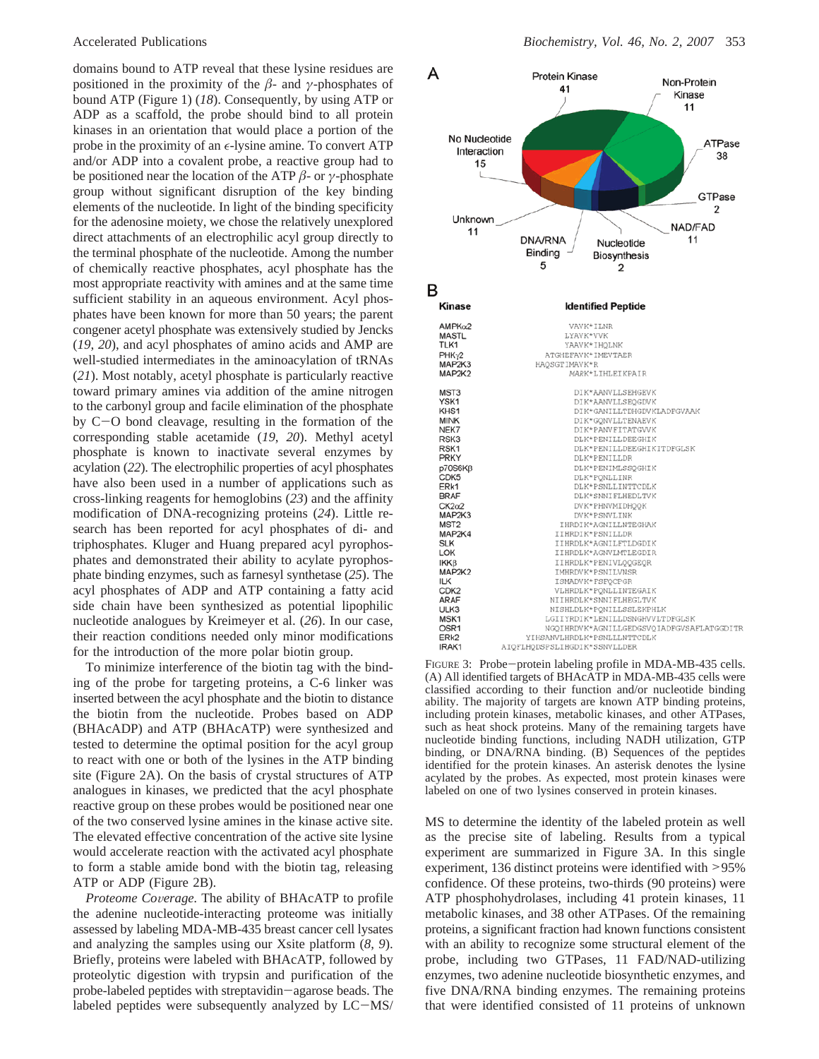domains bound to ATP reveal that these lysine residues are positioned in the proximity of the $\beta$- and $\gamma$-phosphates of bound ATP (Figure 1) (*18*). Consequently, by using ATP or ADP as a scaffold, the probe should bind to all protein kinases in an orientation that would place a portion of the probe in the proximity of an $\epsilon$-lysine amine. To convert ATP and/or ADP into a covalent probe, a reactive group had to be positioned near the location of the ATP $\beta$- or $\gamma$-phosphate group without significant disruption of the key binding elements of the nucleotide. In light of the binding specificity for the adenosine moiety, we chose the relatively unexplored direct attachments of an electrophilic acyl group directly to the terminal phosphate of the nucleotide. Among the number of chemically reactive phosphates, acyl phosphate has the most appropriate reactivity with amines and at the same time sufficient stability in an aqueous environment. Acyl phosphates have been known for more than 50 years; the parent congener acetyl phosphate was extensively studied by Jencks (*19*, *20*), and acyl phosphates of amino acids and AMP are well-studied intermediates in the aminoacylation of tRNAs (*21*). Most notably, acetyl phosphate is particularly reactive toward primary amines via addition of the amine nitrogen to the carbonyl group and facile elimination of the phosphate by C−O bond cleavage, resulting in the formation of the corresponding stable acetamide (*19*, *20*). Methyl acetyl phosphate is known to inactivate several enzymes by acylation (*22*). The electrophilic properties of acyl phosphates have also been used in a number of applications such as cross-linking reagents for hemoglobins (*23*) and the affinity modification of DNA-recognizing proteins (*24*). Little research has been reported for acyl phosphates of di- and triphosphates. Kluger and Huang prepared acyl pyrophosphates and demonstrated their ability to acylate pyrophosphate binding enzymes, such as farnesyl synthetase (*25*). The acyl phosphates of ADP and ATP containing a fatty acid side chain have been synthesized as potential lipophilic nucleotide analogues by Kreimeyer et al. (*26*). In our case, their reaction conditions needed only minor modifications for the introduction of the more polar biotin group.

To minimize interference of the biotin tag with the binding of the probe for targeting proteins, a C-6 linker was inserted between the acyl phosphate and the biotin to distance the biotin from the nucleotide. Probes based on ADP (BHAcADP) and ATP (BHAcATP) were synthesized and tested to determine the optimal position for the acyl group to react with one or both of the lysines in the ATP binding site (Figure 2A). On the basis of crystal structures of ATP analogues in kinases, we predicted that the acyl phosphate reactive group on these probes would be positioned near one of the two conserved lysine amines in the kinase active site. The elevated effective concentration of the active site lysine would accelerate reaction with the activated acyl phosphate to form a stable amide bond with the biotin tag, releasing ATP or ADP (Figure 2B).

*Proteome Coverage.* The ability of BHAcATP to profile the adenine nucleotide-interacting proteome was initially assessed by labeling MDA-MB-435 breast cancer cell lysates and analyzing the samples using our Xsite platform (*8*, *9*). Briefly, proteins were labeled with BHAcATP, followed by proteolytic digestion with trypsin and purification of the probe-labeled peptides with streptavidin−agarose beads. The labeled peptides were subsequently analyzed by LC−MS/MS to determine the identity of the labeled protein as well as the precise site of labeling. Results from a typical experiment are summarized in Figure 3A. In this single experiment, 136 distinct proteins were identified with >95% confidence. Of these proteins, two-thirds (90 proteins) were ATP phosphohydrolases, including 41 protein kinases, 11 metabolic kinases, and 38 other ATPases. Of the remaining proteins, a significant fraction had known functions consistent with an ability to recognize some structural element of the probe, including two GTPases, 11 FAD/NAD-utilizing enzymes, two adenine nucleotide biosynthetic enzymes, and five DNA/RNA binding enzymes. The remaining proteins that were identified consisted of 11 proteins of unknown

**A**

Protein Kinase 41; Non-Protein Kinase 11; ATPase 38; GTPase 2; NAD/FAD 11; Nucleotide Biosynthesis 2; DNA/RNA Binding 5; Unknown 11; No Nucleotide Interaction 15

**B**

| Kinase | Identified Peptide |
|---|---|
| AMPKα2 | VAVK*ILNR |
| MASTL | LYAVK*VVK |
| TLK1 | YAAVK*IHQLNK |
| PHKγ2 | ATGHEFAVK*IMEVTAER |
| MAP2K3 | HAQSGTIMAVK*R |
| MAP2K2 | MARK*LIHLEIKPAIR |
| MST3 | DIK*AANVLLSEHGEVK |
| YSK1 | DIK*AANVLLSEQGDVK |
| KHS1 | DIK*GANILLTDHGDVKLADFGVAAK |
| MINK | DIK*GQNVLLTENAEVK |
| NEK7 | DIK*PANVFITATGVVK |
| RSK3 | DLK*PENILLDEEGHIK |
| RSK1 | DLK*PENILLDEEGHIKITDFGLSK |
| PRKY | DLK*PENILLDR |
| p70S6Kβ | DLK*PENIMLSSQGHIK |
| CDK5 | DLK*PQNLLINR |
| ERk1 | DLK*PSNLLINTTCDLK |
| BRAF | DLK*SNNIFLHEDLTVK |
| CK2α2 | DVK*PHNVMIDHQQK |
| MAP2K3 | DVK*PSNVLINK |
| MST2 | IHRDIK*AGNILLNTEGHAK |
| MAP2K4 | IIHRDIK*PSNILLDR |
| SLK | IIHRDLK*AGNILFTLDGDIK |
| LOK | IIHRDLK*AGNVLMTLEGDIR |
| IKKβ | IIHRDLK*PENIVLQQGEQR |
| MAP2K2 | IMHRDVK*PSNILVNSR |
| ILK | ISMADVK*FSFQCPGR |
| CDK2 | VLHRDLK*PQNLLINTEGAIK |
| ARAF | NIIHRDLK*SNNIFLHEGLTVK |
| ULK3 | NISHLDLK*PQNILLSSLEKPHLK |
| MSK1 | LGIIYRDIK*LENILLDSNGHVVLTDFGLSK |
| OSR1 | NGQIHRDVK*AGNILLGEDGSVQIADFGVSAFLATGGDITR |
| ERk2 | YIHSANVLHRDLK*PSNLLLNTTCDLK |
| IRAK1 | AIQFLHQDSPSLIHGDIK*SSNVLLDER |

FIGURE 3: Probe−protein labeling profile in MDA-MB-435 cells. (A) All identified targets of BHAcATP in MDA-MB-435 cells were classified according to their function and/or nucleotide binding ability. The majority of targets are known ATP binding proteins, including protein kinases, metabolic kinases, and other ATPases, such as heat shock proteins. Many of the remaining targets have nucleotide binding functions, including NADH utilization, GTP binding, or DNA/RNA binding. (B) Sequences of the peptides identified for the protein kinases. An asterisk denotes the lysine acylated by the probes. As expected, most protein kinases were labeled on one of two lysines conserved in protein kinases.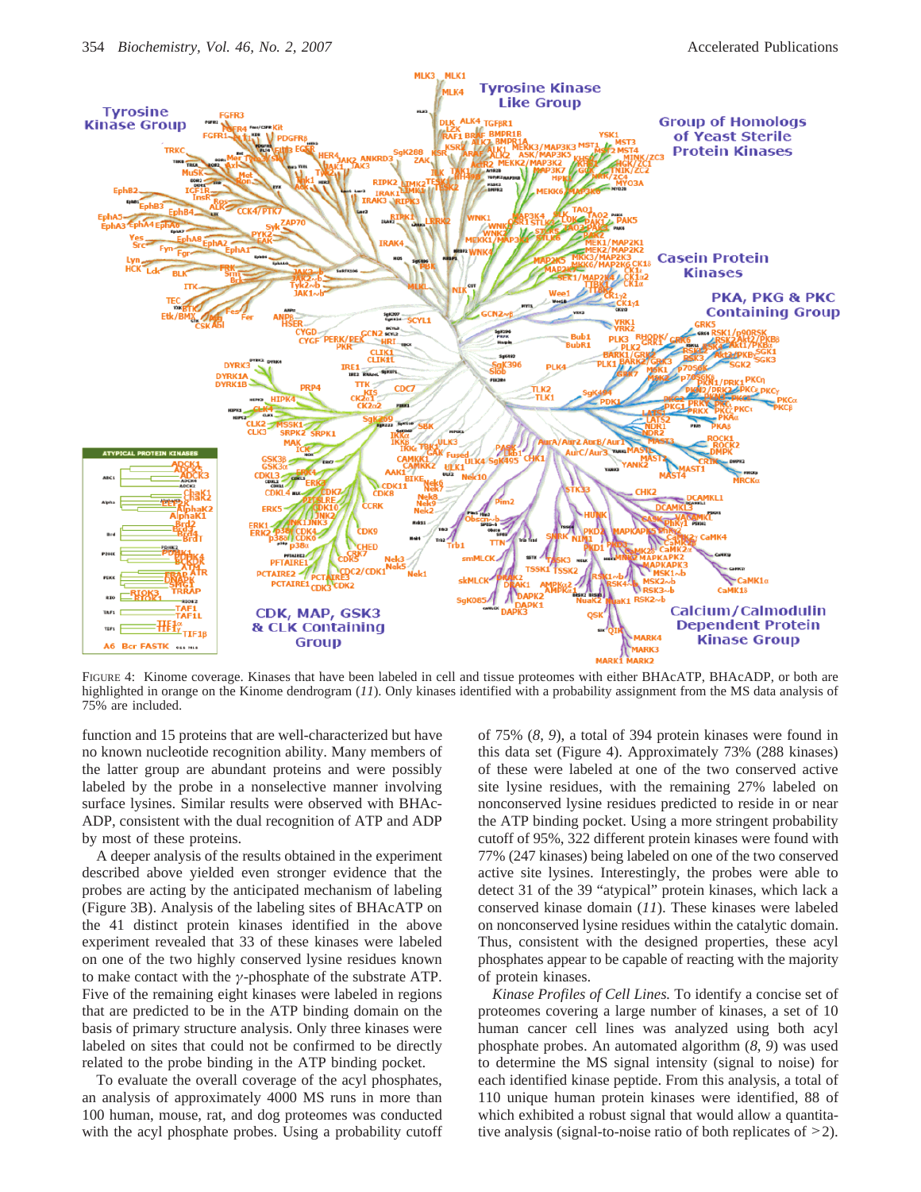FIGURE 4: Kinome coverage. Kinases that have been labeled in cell and tissue proteomes with either BHAcATP, BHAcADP, or both are highlighted in orange on the Kinome dendrogram (*11*). Only kinases identified with a probability assignment from the MS data analysis of 75% are included.

function and 15 proteins that are well-characterized but have no known nucleotide recognition ability. Many members of the latter group are abundant proteins and were possibly labeled by the probe in a nonselective manner involving surface lysines. Similar results were observed with BHAcADP, consistent with the dual recognition of ATP and ADP by most of these proteins.

A deeper analysis of the results obtained in the experiment described above yielded even stronger evidence that the probes are acting by the anticipated mechanism of labeling (Figure 3B). Analysis of the labeling sites of BHAcATP on the 41 distinct protein kinases identified in the above experiment revealed that 33 of these kinases were labeled on one of the two highly conserved lysine residues known to make contact with the γ-phosphate of the substrate ATP. Five of the remaining eight kinases were labeled in regions that are predicted to be in the ATP binding domain on the basis of primary structure analysis. Only three kinases were labeled on sites that could not be confirmed to be directly related to the probe binding in the ATP binding pocket.

To evaluate the overall coverage of the acyl phosphates, an analysis of approximately 4000 MS runs in more than 100 human, mouse, rat, and dog proteomes was conducted with the acyl phosphate probes. Using a probability cutoff of 75% (*8*, *9*), a total of 394 protein kinases were found in this data set (Figure 4). Approximately 73% (288 kinases) of these were labeled at one of the two conserved active site lysine residues, with the remaining 27% labeled on nonconserved lysine residues predicted to reside in or near the ATP binding pocket. Using a more stringent probability cutoff of 95%, 322 different protein kinases were found with 77% (247 kinases) being labeled on one of the two conserved active site lysines. Interestingly, the probes were able to detect 31 of the 39 "atypical" protein kinases, which lack a conserved kinase domain (*11*). These kinases were labeled on nonconserved lysine residues within the catalytic domain. Thus, consistent with the designed properties, these acyl phosphates appear to be capable of reacting with the majority of protein kinases.

*Kinase Profiles of Cell Lines.* To identify a concise set of proteomes covering a large number of kinases, a set of 10 human cancer cell lines was analyzed using both acyl phosphate probes. An automated algorithm (*8*, *9*) was used to determine the MS signal intensity (signal to noise) for each identified kinase peptide. From this analysis, a total of 110 unique human protein kinases were identified, 88 of which exhibited a robust signal that would allow a quantitative analysis (signal-to-noise ratio of both replicates of >2).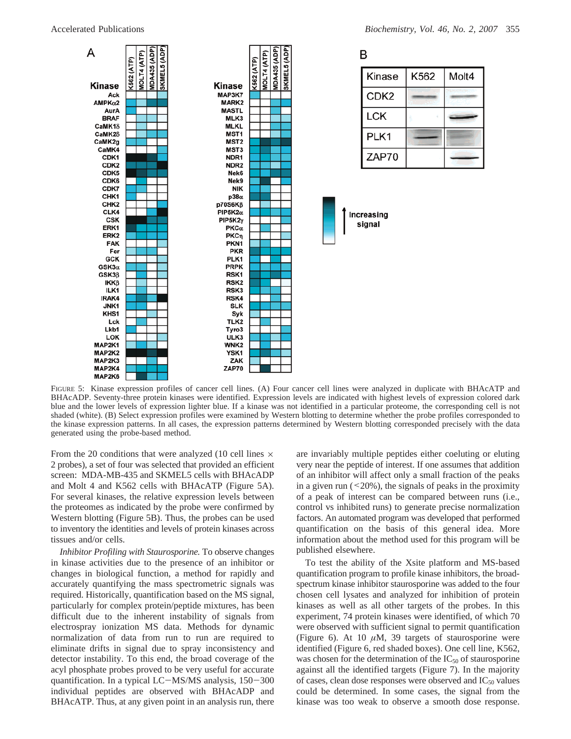FIGURE 5: Kinase expression profiles of cancer cell lines. (A) Four cancer cell lines were analyzed in duplicate with BHAcATP and BHAcADP. Seventy-three protein kinases were identified. Expression levels are indicated with highest levels of expression colored dark blue and the lower levels of expression lighter blue. If a kinase was not identified in a particular proteome, the corresponding cell is not shaded (white). (B) Select expression profiles were examined by Western blotting to determine whether the probe profiles corresponded to the kinase expression patterns. In all cases, the expression patterns determined by Western blotting corresponded precisely with the data generated using the probe-based method.

From the 20 conditions that were analyzed (10 cell lines × 2 probes), a set of four was selected that provided an efficient screen: MDA-MB-435 and SKMEL5 cells with BHAcADP and Molt 4 and K562 cells with BHAcATP (Figure 5A). For several kinases, the relative expression levels between the proteomes as indicated by the probe were confirmed by Western blotting (Figure 5B). Thus, the probes can be used to inventory the identities and levels of protein kinases across tissues and/or cells.

*Inhibitor Profiling with Staurosporine.* To observe changes in kinase activities due to the presence of an inhibitor or changes in biological function, a method for rapidly and accurately quantifying the mass spectrometric signals was required. Historically, quantification based on the MS signal, particularly for complex protein/peptide mixtures, has been difficult due to the inherent instability of signals from electrospray ionization MS data. Methods for dynamic normalization of data from run to run are required to eliminate drifts in signal due to spray inconsistency and detector instability. To this end, the broad coverage of the acyl phosphate probes proved to be very useful for accurate quantification. In a typical LC−MS/MS analysis, 150−300 individual peptides are observed with BHAcADP and BHAcATP. Thus, at any given point in an analysis run, there are invariably multiple peptides either coeluting or eluting very near the peptide of interest. If one assumes that addition of an inhibitor will affect only a small fraction of the peaks in a given run (<20%), the signals of peaks in the proximity of a peak of interest can be compared between runs (i.e., control vs inhibited runs) to generate precise normalization factors. An automated program was developed that performed quantification on the basis of this general idea. More information about the method used for this program will be published elsewhere.

To test the ability of the Xsite platform and MS-based quantification program to profile kinase inhibitors, the broad-spectrum kinase inhibitor staurosporine was added to the four chosen cell lysates and analyzed for inhibition of protein kinases as well as all other targets of the probes. In this experiment, 74 protein kinases were identified, of which 70 were observed with sufficient signal to permit quantification (Figure 6). At 10 $\mu$M, 39 targets of staurosporine were identified (Figure 6, red shaded boxes). One cell line, K562, was chosen for the determination of the $IC_{50}$ of staurosporine against all the identified targets (Figure 7). In the majority of cases, clean dose responses were observed and $IC_{50}$ values could be determined. In some cases, the signal from the kinase was too weak to observe a smooth dose response.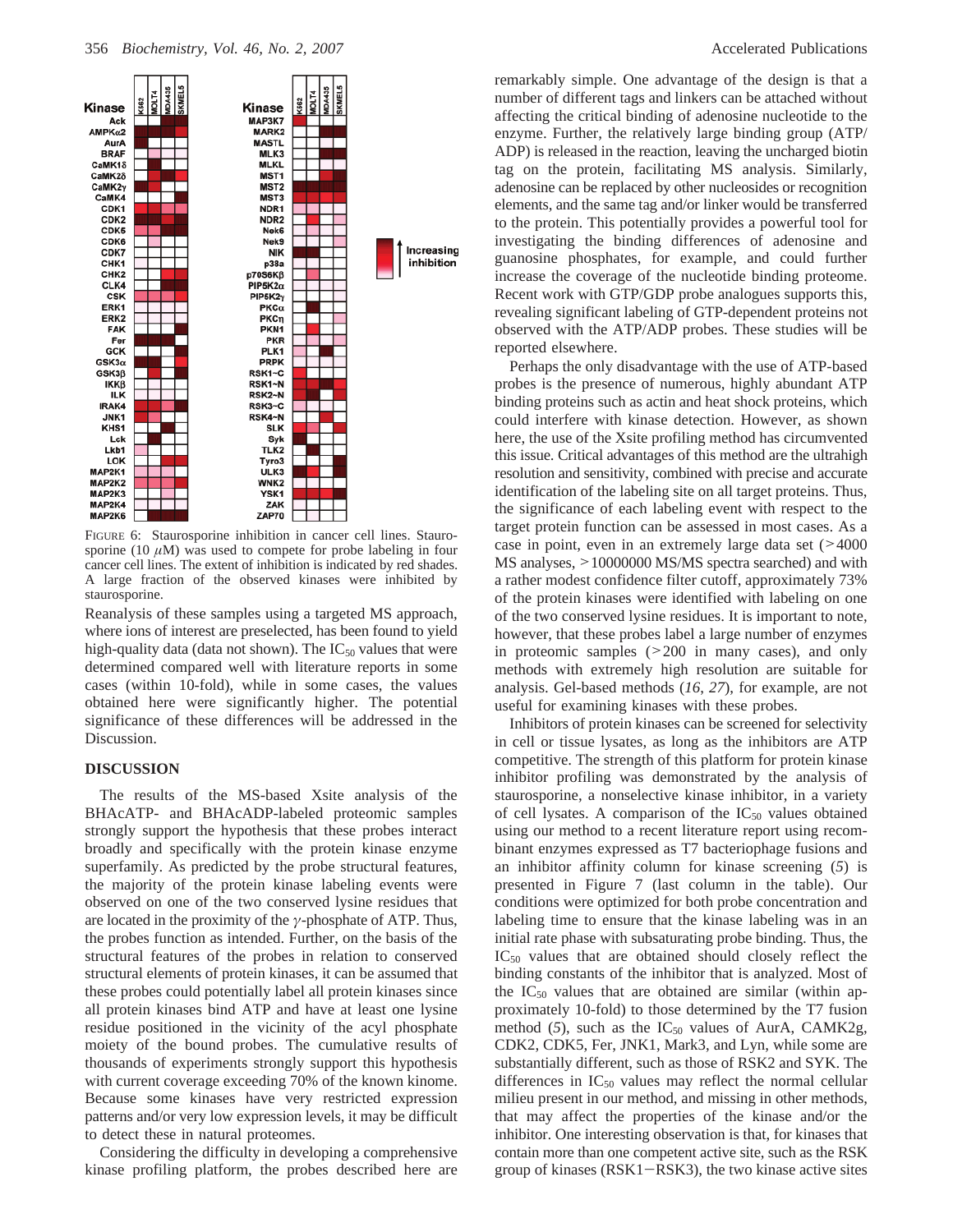Kinase
K562
MOLT4
MDA435
SKMEL5

Ack
AMPKα2
AurA
BRAF
CaMK1δ
CaMK2δ
CaMK2γ
CaMK4
CDK1
CDK2
CDK5
CDK6
CDK7
CHK1
CHK2
CLK4
CSK
ERK1
ERK2
FAK
Fer
GCK
GSK3α
GSK3β
IKKβ
ILK
IRAK4
JNK1
KHS1
Lck
Lkb1
LOK
MAP2K1
MAP2K2
MAP2K3
MAP2K4
MAP2K6

Kinase
K562
MOLT4
MDA435
SKMEL5

MAP3K7
MARK2
MASTL
MLK3
MLKL
MST1
MST2
MST3
NDR1
NDR2
Nek6
Nek9
NIK
p38a
p70S6Kβ
PIP5K2α
PIP5K2γ
PKCα
PKCη
PKN1
PKR
PLK1
PRPK
RSK1~C
RSK1~N
RSK2~N
RSK3~C
RSK4~N
SLK
Syk
TLK2
Tyro3
ULK3
WNK2
YSK1
ZAK
ZAP70

Increasing inhibition

FIGURE 6: Staurosporine inhibition in cancer cell lines. Staurosporine (10 μM) was used to compete for probe labeling in four cancer cell lines. The extent of inhibition is indicated by red shades. A large fraction of the observed kinases were inhibited by staurosporine.

Reanalysis of these samples using a targeted MS approach, where ions of interest are preselected, has been found to yield high-quality data (data not shown). The $IC_{50}$ values that were determined compared well with literature reports in some cases (within 10-fold), while in some cases, the values obtained here were significantly higher. The potential significance of these differences will be addressed in the Discussion.

## DISCUSSION

The results of the MS-based Xsite analysis of the BHAcATP- and BHAcADP-labeled proteomic samples strongly support the hypothesis that these probes interact broadly and specifically with the protein kinase enzyme superfamily. As predicted by the probe structural features, the majority of the protein kinase labeling events were observed on one of the two conserved lysine residues that are located in the proximity of the γ-phosphate of ATP. Thus, the probes function as intended. Further, on the basis of the structural features of the probes in relation to conserved structural elements of protein kinases, it can be assumed that these probes could potentially label all protein kinases since all protein kinases bind ATP and have at least one lysine residue positioned in the vicinity of the acyl phosphate moiety of the bound probes. The cumulative results of thousands of experiments strongly support this hypothesis with current coverage exceeding 70% of the known kinome. Because some kinases have very restricted expression patterns and/or very low expression levels, it may be difficult to detect these in natural proteomes.

Considering the difficulty in developing a comprehensive kinase profiling platform, the probes described here are remarkably simple. One advantage of the design is that a number of different tags and linkers can be attached without affecting the critical binding of adenosine nucleotide to the enzyme. Further, the relatively large binding group (ATP/ADP) is released in the reaction, leaving the uncharged biotin tag on the protein, facilitating MS analysis. Similarly, adenosine can be replaced by other nucleosides or recognition elements, and the same tag and/or linker would be transferred to the protein. This potentially provides a powerful tool for investigating the binding differences of adenosine and guanosine phosphates, for example, and could further increase the coverage of the nucleotide binding proteome. Recent work with GTP/GDP probe analogues supports this, revealing significant labeling of GTP-dependent proteins not observed with the ATP/ADP probes. These studies will be reported elsewhere.

Perhaps the only disadvantage with the use of ATP-based probes is the presence of numerous, highly abundant ATP binding proteins such as actin and heat shock proteins, which could interfere with kinase detection. However, as shown here, the use of the Xsite profiling method has circumvented this issue. Critical advantages of this method are the ultrahigh resolution and sensitivity, combined with precise and accurate identification of the labeling site on all target proteins. Thus, the significance of each labeling event with respect to the target protein function can be assessed in most cases. As a case in point, even in an extremely large data set (>4000 MS analyses, >10000000 MS/MS spectra searched) and with a rather modest confidence filter cutoff, approximately 73% of the protein kinases were identified with labeling on one of the two conserved lysine residues. It is important to note, however, that these probes label a large number of enzymes in proteomic samples (>200 in many cases), and only methods with extremely high resolution are suitable for analysis. Gel-based methods (*16*, *27*), for example, are not useful for examining kinases with these probes.

Inhibitors of protein kinases can be screened for selectivity in cell or tissue lysates, as long as the inhibitors are ATP competitive. The strength of this platform for protein kinase inhibitor profiling was demonstrated by the analysis of staurosporine, a nonselective kinase inhibitor, in a variety of cell lysates. A comparison of the $IC_{50}$ values obtained using our method to a recent literature report using recombinant enzymes expressed as T7 bacteriophage fusions and an inhibitor affinity column for kinase screening (*5*) is presented in Figure 7 (last column in the table). Our conditions were optimized for both probe concentration and labeling time to ensure that the kinase labeling was in an initial rate phase with subsaturating probe binding. Thus, the $IC_{50}$ values that are obtained should closely reflect the binding constants of the inhibitor that is analyzed. Most of the $IC_{50}$ values that are obtained are similar (within approximately 10-fold) to those determined by the T7 fusion method (*5*), such as the $IC_{50}$ values of AurA, CAMK2g, CDK2, CDK5, Fer, JNK1, Mark3, and Lyn, while some are substantially different, such as those of RSK2 and SYK. The differences in $IC_{50}$ values may reflect the normal cellular milieu present in our method, and missing in other methods, that may affect the properties of the kinase and/or the inhibitor. One interesting observation is that, for kinases that contain more than one competent active site, such as the RSK group of kinases (RSK1−RSK3), the two kinase active sites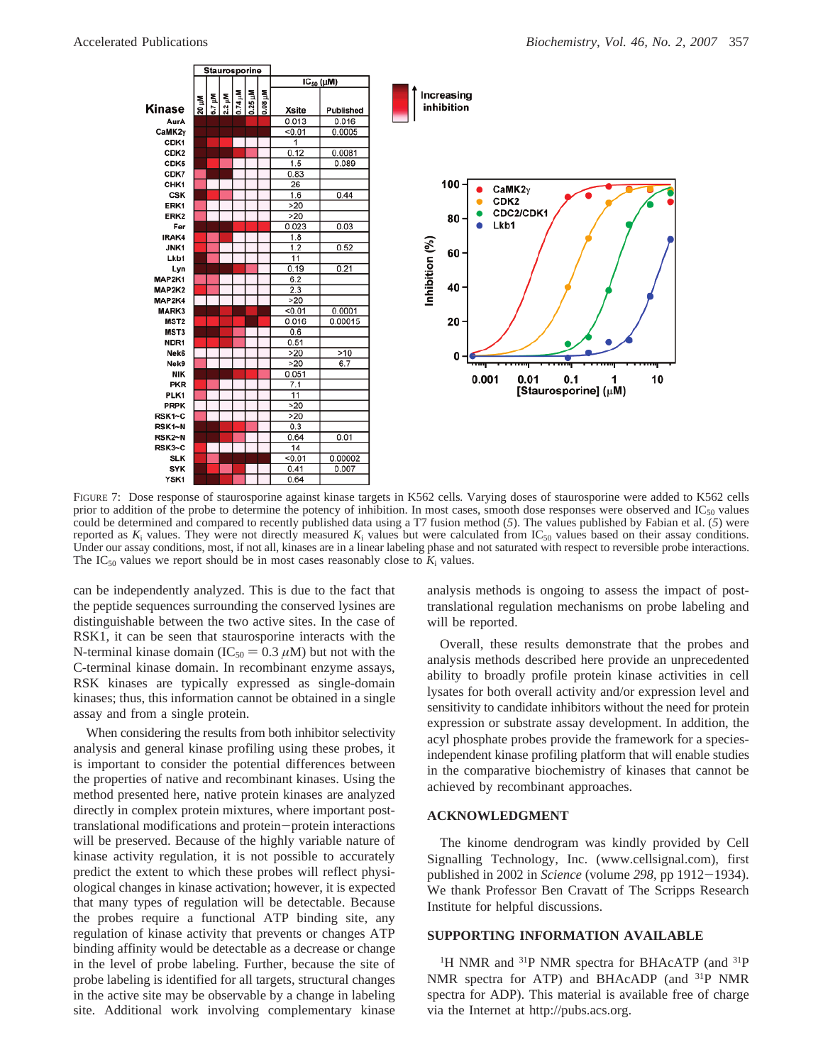Staurosporine

20 μM | 6.7 μM | 2.2 μM | 0.74 μM | 0.25 μM | 0.08 μM

| Kinase | $IC_{50}$ (μM) Xsite | Published |
|---|---|---|
| AurA | 0.013 | 0.016 |
| CaMK2γ | <0.01 | 0.0005 |
| CDK1 | 1 | |
| CDK2 | 0.12 | 0.0081 |
| CDK5 | 1.5 | 0.089 |
| CDK7 | 0.83 | |
| CHK1 | 26 | |
| CSK | 1.6 | 0.44 |
| ERK1 | >20 | |
| ERK2 | >20 | |
| Fer | 0.023 | 0.03 |
| IRAK4 | 1.8 | |
| JNK1 | 1.2 | 0.52 |
| Lkb1 | 11 | |
| Lyn | 0.19 | 0.21 |
| MAP2K1 | 6.2 | |
| MAP2K2 | 2.3 | |
| MAP2K4 | >20 | |
| MARK3 | <0.01 | 0.0001 |
| MST2 | 0.016 | 0.00015 |
| MST3 | 0.6 | |
| NDR1 | 0.51 | |
| Nek6 | >20 | >10 |
| Nek9 | >20 | 6.7 |
| NIK | 0.051 | |
| PKR | 7.1 | |
| PLK1 | 11 | |
| PRPK | >20 | |
| RSK1~C | >20 | |
| RSK1~N | 0.3 | |
| RSK2~N | 0.64 | 0.01 |
| RSK3~C | 14 | |
| SLK | <0.01 | 0.00002 |
| SYK | 0.41 | 0.007 |
| YSK1 | 0.64 | |

Increasing inhibition

Inhibition (%)
100
80
60
40
20
0
0.001
0.01
0.1
1
10
[Staurosporine] (μM)
CaMK2γ
CDK2
CDC2/CDK1
Lkb1

FIGURE 7: Dose response of staurosporine against kinase targets in K562 cells. Varying doses of staurosporine were added to K562 cells prior to addition of the probe to determine the potency of inhibition. In most cases, smooth dose responses were observed and $IC_{50}$ values could be determined and compared to recently published data using a T7 fusion method (5). The values published by Fabian et al. (5) were reported as $K_i$ values. They were not directly measured $K_i$ values but were calculated from $IC_{50}$ values based on their assay conditions. Under our assay conditions, most, if not all, kinases are in a linear labeling phase and not saturated with respect to reversible probe interactions. The $IC_{50}$ values we report should be in most cases reasonably close to $K_i$ values.

can be independently analyzed. This is due to the fact that the peptide sequences surrounding the conserved lysines are distinguishable between the two active sites. In the case of RSK1, it can be seen that staurosporine interacts with the N-terminal kinase domain ($IC_{50} = 0.3$ μM) but not with the C-terminal kinase domain. In recombinant enzyme assays, RSK kinases are typically expressed as single-domain kinases; thus, this information cannot be obtained in a single assay and from a single protein.

When considering the results from both inhibitor selectivity analysis and general kinase profiling using these probes, it is important to consider the potential differences between the properties of native and recombinant kinases. Using the method presented here, native protein kinases are analyzed directly in complex protein mixtures, where important post-translational modifications and protein−protein interactions will be preserved. Because of the highly variable nature of kinase activity regulation, it is not possible to accurately predict the extent to which these probes will reflect physiological changes in kinase activation; however, it is expected that many types of regulation will be detectable. Because the probes require a functional ATP binding site, any regulation of kinase activity that prevents or changes ATP binding affinity would be detectable as a decrease or change in the level of probe labeling. Further, because the site of probe labeling is identified for all targets, structural changes in the active site may be observable by a change in labeling site. Additional work involving complementary kinase analysis methods is ongoing to assess the impact of post-translational regulation mechanisms on probe labeling and will be reported.

Overall, these results demonstrate that the probes and analysis methods described here provide an unprecedented ability to broadly profile protein kinase activities in cell lysates for both overall activity and/or expression level and sensitivity to candidate inhibitors without the need for protein expression or substrate assay development. In addition, the acyl phosphate probes provide the framework for a species-independent kinase profiling platform that will enable studies in the comparative biochemistry of kinases that cannot be achieved by recombinant approaches.

## ACKNOWLEDGMENT

The kinome dendrogram was kindly provided by Cell Signalling Technology, Inc. (www.cellsignal.com), first published in 2002 in *Science* (volume *298*, pp 1912−1934). We thank Professor Ben Cravatt of The Scripps Research Institute for helpful discussions.

## SUPPORTING INFORMATION AVAILABLE

$^{1}$H NMR and $^{31}$P NMR spectra for BHAcATP (and $^{31}$P NMR spectra for ATP) and BHAcADP (and $^{31}$P NMR spectra for ADP). This material is available free of charge via the Internet at http://pubs.acs.org.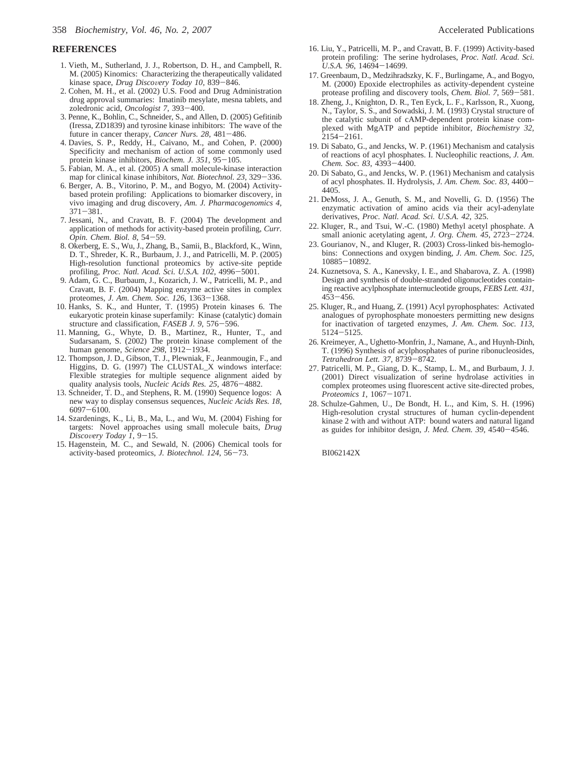## REFERENCES

1. Vieth, M., Sutherland, J. J., Robertson, D. H., and Campbell, R. M. (2005) Kinomics: Characterizing the therapeutically validated kinase space, *Drug Discovery Today 10*, 839−846.
2. Cohen, M. H., et al. (2002) U.S. Food and Drug Administration drug approval summaries: Imatinib mesylate, mesna tablets, and zoledronic acid, *Oncologist 7*, 393−400.
3. Penne, K., Bohlin, C., Schneider, S., and Allen, D. (2005) Gefitinib (Iressa, ZD1839) and tyrosine kinase inhibitors: The wave of the future in cancer therapy, *Cancer Nurs. 28*, 481−486.
4. Davies, S. P., Reddy, H., Caivano, M., and Cohen, P. (2000) Specificity and mechanism of action of some commonly used protein kinase inhibitors, *Biochem. J. 351*, 95−105.
5. Fabian, M. A., et al. (2005) A small molecule-kinase interaction map for clinical kinase inhibitors, *Nat. Biotechnol. 23*, 329−336.
6. Berger, A. B., Vitorino, P. M., and Bogyo, M. (2004) Activity-based protein profiling: Applications to biomarker discovery, in vivo imaging and drug discovery, *Am. J. Pharmacogenomics 4*, 371−381.
7. Jessani, N., and Cravatt, B. F. (2004) The development and application of methods for activity-based protein profiling, *Curr. Opin. Chem. Biol. 8*, 54−59.
8. Okerberg, E. S., Wu, J., Zhang, B., Samii, B., Blackford, K., Winn, D. T., Shreder, K. R., Burbaum, J. J., and Patricelli, M. P. (2005) High-resolution functional proteomics by active-site peptide profiling, *Proc. Natl. Acad. Sci. U.S.A. 102*, 4996−5001.
9. Adam, G. C., Burbaum, J., Kozarich, J. W., Patricelli, M. P., and Cravatt, B. F. (2004) Mapping enzyme active sites in complex proteomes, *J. Am. Chem. Soc. 126*, 1363−1368.
10. Hanks, S. K., and Hunter, T. (1995) Protein kinases 6. The eukaryotic protein kinase superfamily: Kinase (catalytic) domain structure and classification, *FASEB J. 9*, 576−596.
11. Manning, G., Whyte, D. B., Martinez, R., Hunter, T., and Sudarsanam, S. (2002) The protein kinase complement of the human genome, *Science 298*, 1912−1934.
12. Thompson, J. D., Gibson, T. J., Plewniak, F., Jeanmougin, F., and Higgins, D. G. (1997) The CLUSTAL_X windows interface: Flexible strategies for multiple sequence alignment aided by quality analysis tools, *Nucleic Acids Res. 25*, 4876−4882.
13. Schneider, T. D., and Stephens, R. M. (1990) Sequence logos: A new way to display consensus sequences, *Nucleic Acids Res. 18*, 6097−6100.
14. Szardenings, K., Li, B., Ma, L., and Wu, M. (2004) Fishing for targets: Novel approaches using small molecule baits, *Drug Discovery Today 1*, 9−15.
15. Hagenstein, M. C., and Sewald, N. (2006) Chemical tools for activity-based proteomics, *J. Biotechnol. 124*, 56−73.
16. Liu, Y., Patricelli, M. P., and Cravatt, B. F. (1999) Activity-based protein profiling: The serine hydrolases, *Proc. Natl. Acad. Sci. U.S.A. 96*, 14694−14699.
17. Greenbaum, D., Medzihradszky, K. F., Burlingame, A., and Bogyo, M. (2000) Epoxide electrophiles as activity-dependent cysteine protease profiling and discovery tools, *Chem. Biol. 7*, 569−581.
18. Zheng, J., Knighton, D. R., Ten Eyck, L. F., Karlsson, R., Xuong, N., Taylor, S. S., and Sowadski, J. M. (1993) Crystal structure of the catalytic subunit of cAMP-dependent protein kinase complexed with MgATP and peptide inhibitor, *Biochemistry 32*, 2154−2161.
19. Di Sabato, G., and Jencks, W. P. (1961) Mechanism and catalysis of reactions of acyl phosphates. I. Nucleophilic reactions, *J. Am. Chem. Soc. 83*, 4393−4400.
20. Di Sabato, G., and Jencks, W. P. (1961) Mechanism and catalysis of acyl phosphates. II. Hydrolysis, *J. Am. Chem. Soc. 83*, 4400−4405.
21. DeMoss, J. A., Genuth, S. M., and Novelli, G. D. (1956) The enzymatic activation of amino acids via their acyl-adenylate derivatives, *Proc. Natl. Acad. Sci. U.S.A. 42*, 325.
22. Kluger, R., and Tsui, W.-C. (1980) Methyl acetyl phosphate. A small anionic acetylating agent, *J. Org. Chem. 45*, 2723−2724.
23. Gourianov, N., and Kluger, R. (2003) Cross-linked bis-hemoglobins: Connections and oxygen binding, *J. Am. Chem. Soc. 125*, 10885−10892.
24. Kuznetsova, S. A., Kanevsky, I. E., and Shabarova, Z. A. (1998) Design and synthesis of double-stranded oligonucleotides containing reactive acylphosphate internucleotide groups, *FEBS Lett. 431*, 453−456.
25. Kluger, R., and Huang, Z. (1991) Acyl pyrophosphates: Activated analogues of pyrophosphate monoesters permitting new designs for inactivation of targeted enzymes, *J. Am. Chem. Soc. 113*, 5124−5125.
26. Kreimeyer, A., Ughetto-Monfrin, J., Namane, A., and Huynh-Dinh, T. (1996) Synthesis of acylphosphates of purine ribonucleosides, *Tetrahedron Lett. 37*, 8739−8742.
27. Patricelli, M. P., Giang, D. K., Stamp, L. M., and Burbaum, J. J. (2001) Direct visualization of serine hydrolase activities in complex proteomes using fluorescent active site-directed probes, *Proteomics 1*, 1067−1071.
28. Schulze-Gahmen, U., De Bondt, H. L., and Kim, S. H. (1996) High-resolution crystal structures of human cyclin-dependent kinase 2 with and without ATP: bound waters and natural ligand as guides for inhibitor design, *J. Med. Chem. 39*, 4540−4546.

BI062142X